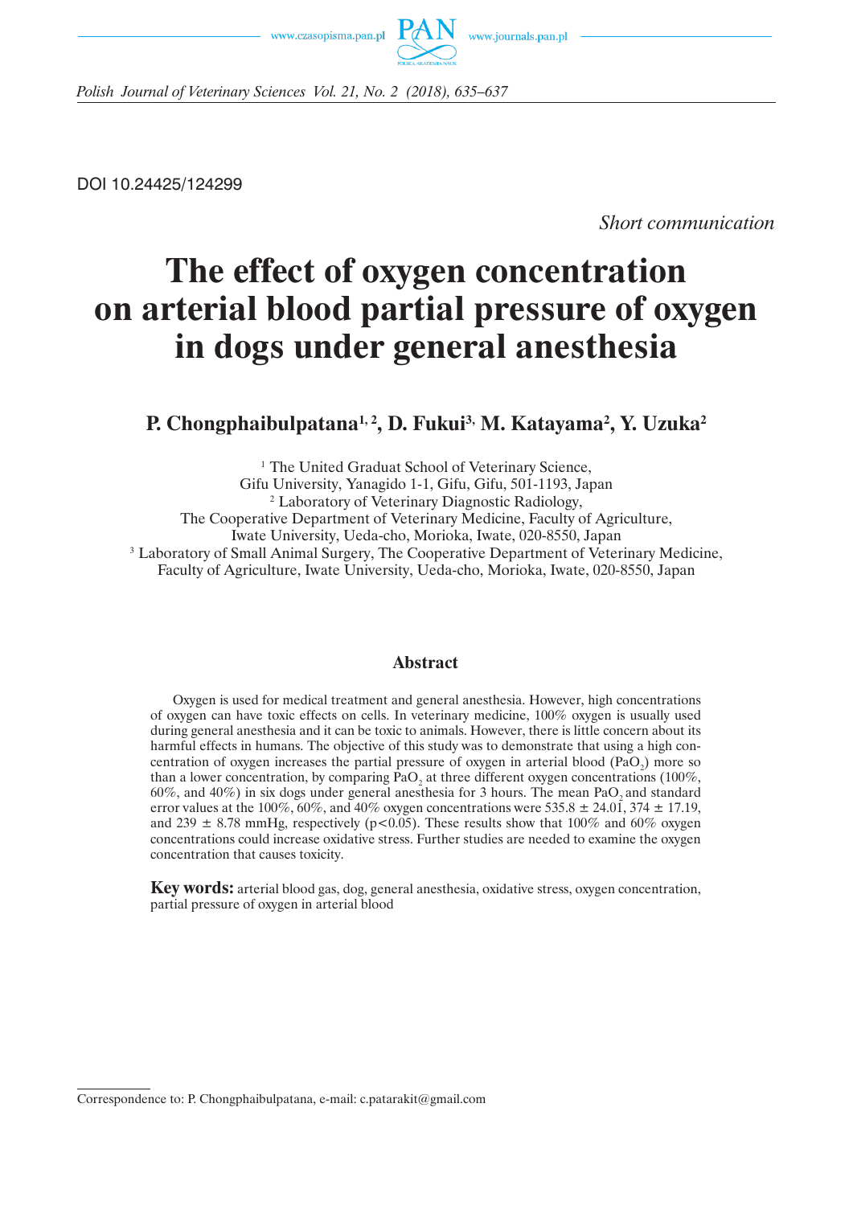DOI 10.24425/124299

*Short communication*

# The effect of oxygen concentration on arterial blood partial pressure of oxygen in dogs under general anesthesia

## P. Chongphaibulpatana[1, 2], D. Fukui[3,] M. Katayama[2], Y. Uzuka[2]

[1] The United Graduat School of Veterinary Science,
Gifu University, Yanagido 1-1, Gifu, Gifu, 501-1193, Japan
[2] Laboratory of Veterinary Diagnostic Radiology,
The Cooperative Department of Veterinary Medicine, Faculty of Agriculture,
Iwate University, Ueda-cho, Morioka, Iwate, 020-8550, Japan
[3] Laboratory of Small Animal Surgery, The Cooperative Department of Veterinary Medicine,
Faculty of Agriculture, Iwate University, Ueda-cho, Morioka, Iwate, 020-8550, Japan

### Abstract

Oxygen is used for medical treatment and general anesthesia. However, high concentrations of oxygen can have toxic effects on cells. In veterinary medicine, 100% oxygen is usually used during general anesthesia and it can be toxic to animals. However, there is little concern about its harmful effects in humans. The objective of this study was to demonstrate that using a high concentration of oxygen increases the partial pressure of oxygen in arterial blood ($PaO_2$) more so than a lower concentration, by comparing $PaO_2$ at three different oxygen concentrations (100%, 60%, and 40%) in six dogs under general anesthesia for 3 hours. The mean $PaO_2$ and standard error values at the 100%, 60%, and 40% oxygen concentrations were 535.8 ± 24.01, 374 ± 17.19, and 239 ± 8.78 mmHg, respectively ($p<0.05$). These results show that 100% and 60% oxygen concentrations could increase oxidative stress. Further studies are needed to examine the oxygen concentration that causes toxicity.

**Key words:** arterial blood gas, dog, general anesthesia, oxidative stress, oxygen concentration, partial pressure of oxygen in arterial blood

Correspondence to: P. Chongphaibulpatana, e-mail: c.patarakit@gmail.com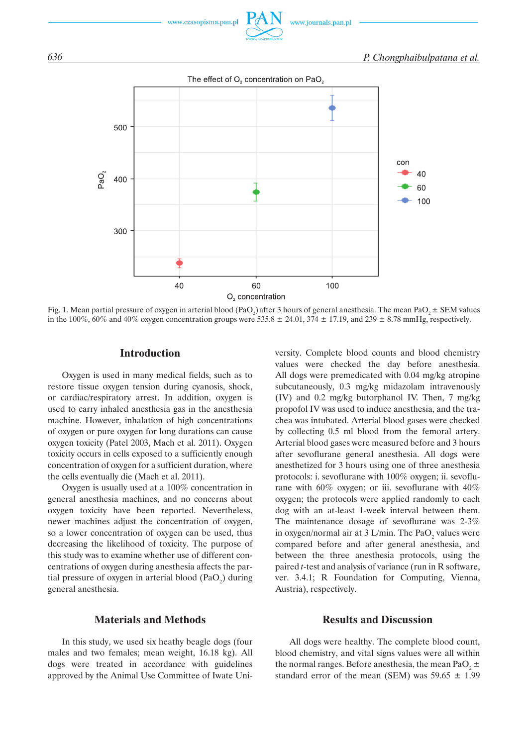Fig. 1. Mean partial pressure of oxygen in arterial blood ($PaO_2$) after 3 hours of general anesthesia. The mean $PaO_2$ ± SEM values in the 100%, 60% and 40% oxygen concentration groups were 535.8 ± 24.01, 374 ± 17.19, and 239 ± 8.78 mmHg, respectively.

## Introduction

Oxygen is used in many medical fields, such as to restore tissue oxygen tension during cyanosis, shock, or cardiac/respiratory arrest. In addition, oxygen is used to carry inhaled anesthesia gas in the anesthesia machine. However, inhalation of high concentrations of oxygen or pure oxygen for long durations can cause oxygen toxicity (Patel 2003, Mach et al. 2011). Oxygen toxicity occurs in cells exposed to a sufficiently enough concentration of oxygen for a sufficient duration, where the cells eventually die (Mach et al. 2011).

Oxygen is usually used at a 100% concentration in general anesthesia machines, and no concerns about oxygen toxicity have been reported. Nevertheless, newer machines adjust the concentration of oxygen, so a lower concentration of oxygen can be used, thus decreasing the likelihood of toxicity. The purpose of this study was to examine whether use of different concentrations of oxygen during anesthesia affects the partial pressure of oxygen in arterial blood ($PaO_2$) during general anesthesia.

## Materials and Methods

In this study, we used six heathy beagle dogs (four males and two females; mean weight, 16.18 kg). All dogs were treated in accordance with guidelines approved by the Animal Use Committee of Iwate University. Complete blood counts and blood chemistry values were checked the day before anesthesia. All dogs were premedicated with 0.04 mg/kg atropine subcutaneously, 0.3 mg/kg midazolam intravenously (IV) and 0.2 mg/kg butorphanol IV. Then, 7 mg/kg propofol IV was used to induce anesthesia, and the trachea was intubated. Arterial blood gases were checked by collecting 0.5 ml blood from the femoral artery. Arterial blood gases were measured before and 3 hours after sevoflurane general anesthesia. All dogs were anesthetized for 3 hours using one of three anesthesia protocols: i. sevoflurane with 100% oxygen; ii. sevoflurane with 60% oxygen; or iii. sevoflurane with 40% oxygen; the protocols were applied randomly to each dog with an at-least 1-week interval between them. The maintenance dosage of sevoflurane was 2-3% in oxygen/normal air at 3 L/min. The $PaO_2$ values were compared before and after general anesthesia, and between the three anesthesia protocols, using the paired *t*-test and analysis of variance (run in R software, ver. 3.4.1; R Foundation for Computing, Vienna, Austria), respectively.

## Results and Discussion

All dogs were healthy. The complete blood count, blood chemistry, and vital signs values were all within the normal ranges. Before anesthesia, the mean $PaO_2$ ± standard error of the mean (SEM) was 59.65 ± 1.99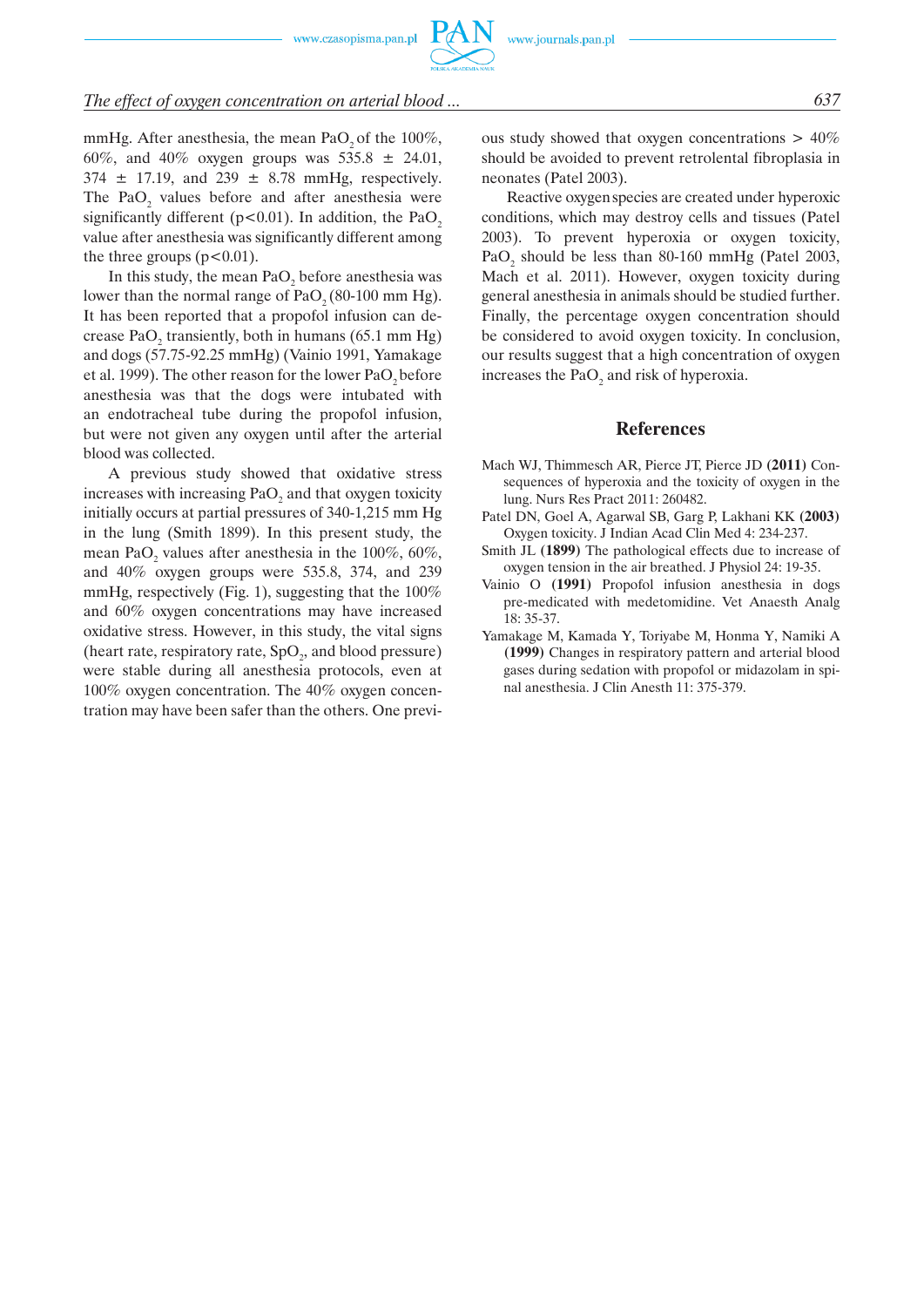mmHg. After anesthesia, the mean $PaO_2$ of the 100%, 60%, and 40% oxygen groups was 535.8 ± 24.01, 374 ± 17.19, and 239 ± 8.78 mmHg, respectively. The $PaO_2$ values before and after anesthesia were significantly different ($p<0.01$). In addition, the $PaO_2$ value after anesthesia was significantly different among the three groups ($p<0.01$).

In this study, the mean $PaO_2$ before anesthesia was lower than the normal range of $PaO_2$ (80-100 mm Hg). It has been reported that a propofol infusion can decrease $PaO_2$ transiently, both in humans (65.1 mm Hg) and dogs (57.75-92.25 mmHg) (Vainio 1991, Yamakage et al. 1999). The other reason for the lower $PaO_2$ before anesthesia was that the dogs were intubated with an endotracheal tube during the propofol infusion, but were not given any oxygen until after the arterial blood was collected.

A previous study showed that oxidative stress increases with increasing $PaO_2$ and that oxygen toxicity initially occurs at partial pressures of 340-1,215 mm Hg in the lung (Smith 1899). In this present study, the mean $PaO_2$ values after anesthesia in the 100%, 60%, and 40% oxygen groups were 535.8, 374, and 239 mmHg, respectively (Fig. 1), suggesting that the 100% and 60% oxygen concentrations may have increased oxidative stress. However, in this study, the vital signs (heart rate, respiratory rate, $SpO_2$, and blood pressure) were stable during all anesthesia protocols, even at 100% oxygen concentration. The 40% oxygen concentration may have been safer than the others. One previous study showed that oxygen concentrations > 40% should be avoided to prevent retrolental fibroplasia in neonates (Patel 2003).

Reactive oxygen species are created under hyperoxic conditions, which may destroy cells and tissues (Patel 2003). To prevent hyperoxia or oxygen toxicity, $PaO_2$ should be less than 80-160 mmHg (Patel 2003, Mach et al. 2011). However, oxygen toxicity during general anesthesia in animals should be studied further. Finally, the percentage oxygen concentration should be considered to avoid oxygen toxicity. In conclusion, our results suggest that a high concentration of oxygen increases the $PaO_2$ and risk of hyperoxia.

## References

Mach WJ, Thimmesch AR, Pierce JT, Pierce JD **(2011)** Consequences of hyperoxia and the toxicity of oxygen in the lung. Nurs Res Pract 2011: 260482.

Patel DN, Goel A, Agarwal SB, Garg P, Lakhani KK **(2003)** Oxygen toxicity. J Indian Acad Clin Med 4: 234-237.

Smith JL **(1899)** The pathological effects due to increase of oxygen tension in the air breathed. J Physiol 24: 19-35.

Vainio O **(1991)** Propofol infusion anesthesia in dogs pre-medicated with medetomidine. Vet Anaesth Analg 18: 35-37.

Yamakage M, Kamada Y, Toriyabe M, Honma Y, Namiki A **(1999)** Changes in respiratory pattern and arterial blood gases during sedation with propofol or midazolam in spinal anesthesia. J Clin Anesth 11: 375-379.